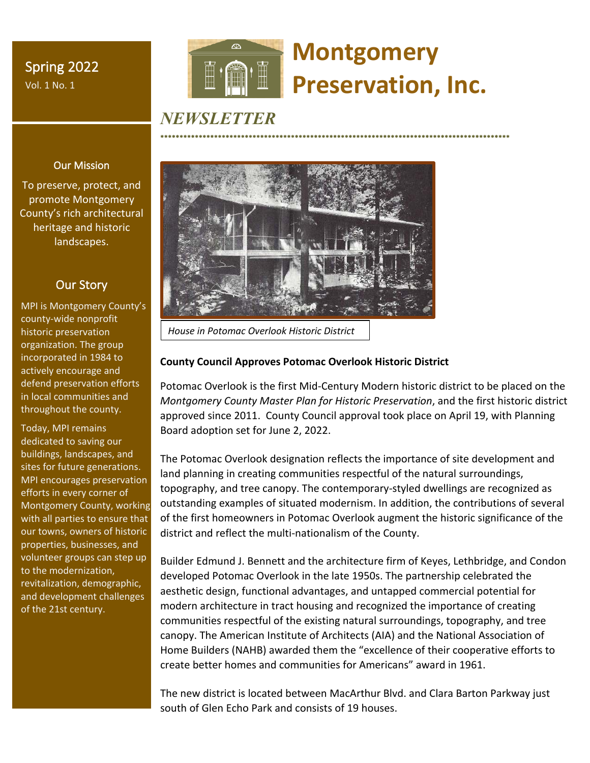Spring 2022
Vol. 1 No. 1

# Montgomery Preservation, Inc.

## *NEWSLETTER*

### Our Mission

To preserve, protect, and promote Montgomery County's rich architectural heritage and historic landscapes.

### Our Story

MPI is Montgomery County's county-wide nonprofit historic preservation organization. The group incorporated in 1984 to actively encourage and defend preservation efforts in local communities and throughout the county.

Today, MPI remains dedicated to saving our buildings, landscapes, and sites for future generations. MPI encourages preservation efforts in every corner of Montgomery County, working with all parties to ensure that our towns, owners of historic properties, businesses, and volunteer groups can step up to the modernization, revitalization, demographic, and development challenges of the 21st century.

*House in Potomac Overlook Historic District*

**County Council Approves Potomac Overlook Historic District**

Potomac Overlook is the first Mid-Century Modern historic district to be placed on the *Montgomery County Master Plan for Historic Preservation*, and the first historic district approved since 2011. County Council approval took place on April 19, with Planning Board adoption set for June 2, 2022.

The Potomac Overlook designation reflects the importance of site development and land planning in creating communities respectful of the natural surroundings, topography, and tree canopy. The contemporary-styled dwellings are recognized as outstanding examples of situated modernism. In addition, the contributions of several of the first homeowners in Potomac Overlook augment the historic significance of the district and reflect the multi-nationalism of the County.

Builder Edmund J. Bennett and the architecture firm of Keyes, Lethbridge, and Condon developed Potomac Overlook in the late 1950s. The partnership celebrated the aesthetic design, functional advantages, and untapped commercial potential for modern architecture in tract housing and recognized the importance of creating communities respectful of the existing natural surroundings, topography, and tree canopy. The American Institute of Architects (AIA) and the National Association of Home Builders (NAHB) awarded them the "excellence of their cooperative efforts to create better homes and communities for Americans" award in 1961.

The new district is located between MacArthur Blvd. and Clara Barton Parkway just south of Glen Echo Park and consists of 19 houses.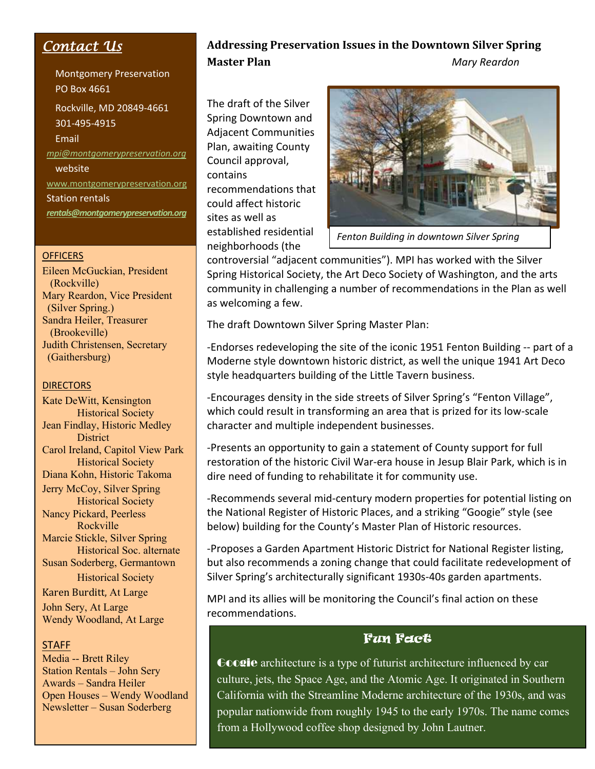## Contact Us

Montgomery Preservation
PO Box 4661
Rockville, MD 20849-4661
301-495-4915
Email
mpi@montgomerypreservation.org
website
www.montgomerypreservation.org
Station rentals
*rentals@montgomerypreservation.org*

OFFICERS

Eileen McGuckian, President (Rockville)
Mary Reardon, Vice President (Silver Spring.)
Sandra Heiler, Treasurer (Brookeville)
Judith Christensen, Secretary (Gaithersburg)

DIRECTORS

Kate DeWitt, Kensington Historical Society
Jean Findlay, Historic Medley District
Carol Ireland, Capitol View Park Historical Society
Diana Kohn, Historic Takoma
Jerry McCoy, Silver Spring Historical Society
Nancy Pickard, Peerless Rockville
Marcie Stickle, Silver Spring Historical Soc. alternate
Susan Soderberg, Germantown Historical Society
Karen Burditt, At Large
John Sery, At Large
Wendy Woodland, At Large

STAFF

Media -- Brett Riley
Station Rentals – John Sery
Awards – Sandra Heiler
Open Houses – Wendy Woodland
Newsletter – Susan Soderberg

## Addressing Preservation Issues in the Downtown Silver Spring Master Plan

*Mary Reardon*

Fenton Building in downtown Silver Spring

The draft of the Silver Spring Downtown and Adjacent Communities Plan, awaiting County Council approval, contains recommendations that could affect historic sites as well as established residential neighborhoods (the controversial “adjacent communities”). MPI has worked with the Silver Spring Historical Society, the Art Deco Society of Washington, and the arts community in challenging a number of recommendations in the Plan as well as welcoming a few.

The draft Downtown Silver Spring Master Plan:

-Endorses redeveloping the site of the iconic 1951 Fenton Building -- part of a Moderne style downtown historic district, as well the unique 1941 Art Deco style headquarters building of the Little Tavern business.

-Encourages density in the side streets of Silver Spring’s “Fenton Village”, which could result in transforming an area that is prized for its low-scale character and multiple independent businesses.

-Presents an opportunity to gain a statement of County support for full restoration of the historic Civil War-era house in Jesup Blair Park, which is in dire need of funding to rehabilitate it for community use.

-Recommends several mid-century modern properties for potential listing on the National Register of Historic Places, and a striking “Googie” style (see below) building for the County’s Master Plan of Historic resources.

-Proposes a Garden Apartment Historic District for National Register listing, but also recommends a zoning change that could facilitate redevelopment of Silver Spring’s architecturally significant 1930s-40s garden apartments.

MPI and its allies will be monitoring the Council’s final action on these recommendations.

### Fun Fact

**Googie** architecture is a type of futurist architecture influenced by car culture, jets, the Space Age, and the Atomic Age. It originated in Southern California with the Streamline Moderne architecture of the 1930s, and was popular nationwide from roughly 1945 to the early 1970s. The name comes from a Hollywood coffee shop designed by John Lautner.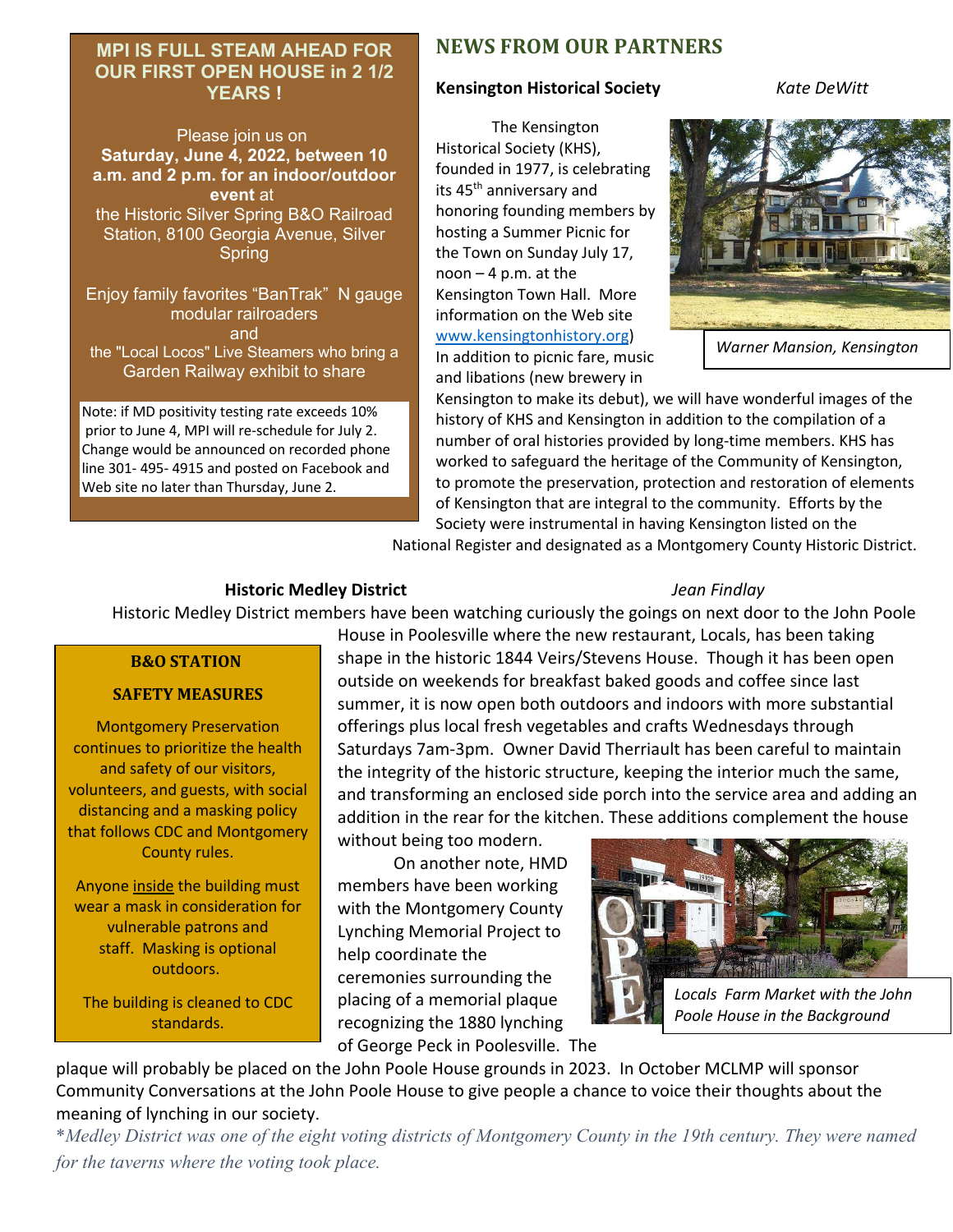**MPI IS FULL STEAM AHEAD FOR OUR FIRST OPEN HOUSE in 2 1/2 YEARS !**

Please join us on **Saturday, June 4, 2022, between 10 a.m. and 2 p.m. for an indoor/outdoor event** at the Historic Silver Spring B&O Railroad Station, 8100 Georgia Avenue, Silver Spring

Enjoy family favorites "BanTrak" N gauge modular railroaders and the "Local Locos" Live Steamers who bring a Garden Railway exhibit to share

Note: if MD positivity testing rate exceeds 10% prior to June 4, MPI will re-schedule for July 2. Change would be announced on recorded phone line 301- 495- 4915 and posted on Facebook and Web site no later than Thursday, June 2.

## NEWS FROM OUR PARTNERS

### Kensington Historical Society — *Kate DeWitt*

The Kensington Historical Society (KHS), founded in 1977, is celebrating its 45th anniversary and honoring founding members by hosting a Summer Picnic for the Town on Sunday July 17, noon – 4 p.m. at the Kensington Town Hall. More information on the Web site www.kensingtonhistory.org) In addition to picnic fare, music and libations (new brewery in Kensington to make its debut), we will have wonderful images of the history of KHS and Kensington in addition to the compilation of a number of oral histories provided by long-time members. KHS has worked to safeguard the heritage of the Community of Kensington, to promote the preservation, protection and restoration of elements of Kensington that are integral to the community. Efforts by the Society were instrumental in having Kensington listed on the National Register and designated as a Montgomery County Historic District.

*Warner Mansion, Kensington*

### Historic Medley District — *Jean Findlay*

Historic Medley District members have been watching curiously the goings on next door to the John Poole House in Poolesville where the new restaurant, Locals, has been taking shape in the historic 1844 Veirs/Stevens House. Though it has been open outside on weekends for breakfast baked goods and coffee since last summer, it is now open both outdoors and indoors with more substantial offerings plus local fresh vegetables and crafts Wednesdays through Saturdays 7am-3pm. Owner David Therriault has been careful to maintain the integrity of the historic structure, keeping the interior much the same, and transforming an enclosed side porch into the service area and adding an addition in the rear for the kitchen. These additions complement the house without being too modern.

On another note, HMD members have been working with the Montgomery County Lynching Memorial Project to help coordinate the ceremonies surrounding the placing of a memorial plaque recognizing the 1880 lynching of George Peck in Poolesville. The plaque will probably be placed on the John Poole House grounds in 2023. In October MCLMP will sponsor Community Conversations at the John Poole House to give people a chance to voice their thoughts about the meaning of lynching in our society.

*Locals Farm Market with the John Poole House in the Background*

*\*Medley District was one of the eight voting districts of Montgomery County in the 19th century. They were named for the taverns where the voting took place.*

**B&O STATION SAFETY MEASURES**

Montgomery Preservation continues to prioritize the health and safety of our visitors, volunteers, and guests, with social distancing and a masking policy that follows CDC and Montgomery County rules.

Anyone inside the building must wear a mask in consideration for vulnerable patrons and staff. Masking is optional outdoors.

The building is cleaned to CDC standards.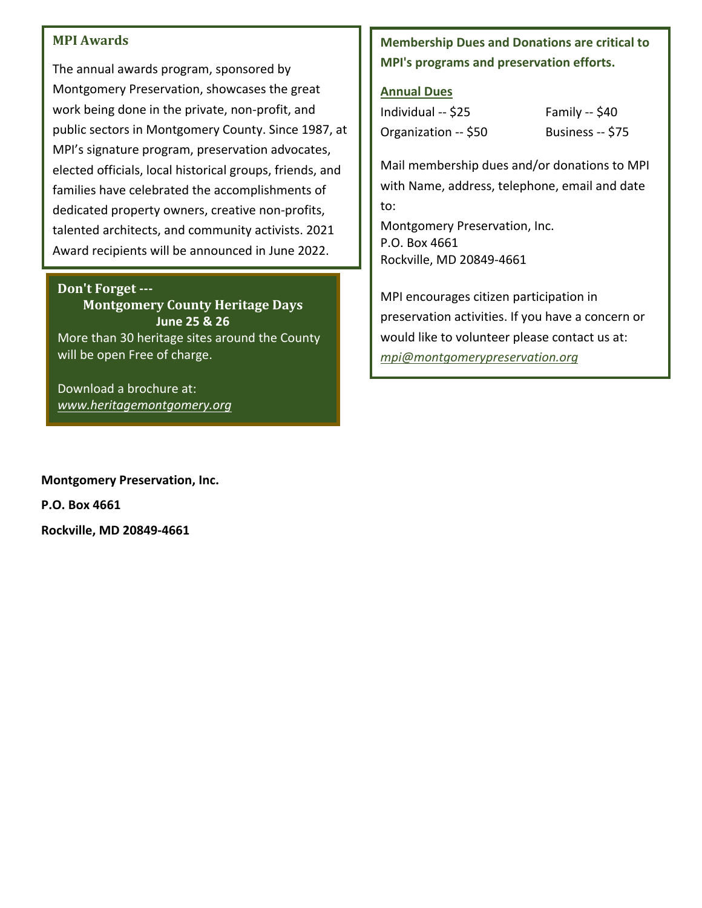## MPI Awards

The annual awards program, sponsored by Montgomery Preservation, showcases the great work being done in the private, non-profit, and public sectors in Montgomery County. Since 1987, at MPI's signature program, preservation advocates, elected officials, local historical groups, friends, and families have celebrated the accomplishments of dedicated property owners, creative non-profits, talented architects, and community activists. 2021 Award recipients will be announced in June 2022.

**Don't Forget ---**

**Montgomery County Heritage Days**

**June 25 & 26**

More than 30 heritage sites around the County will be open Free of charge.

Download a brochure at: *www.heritagemontgomery.org*

**Membership Dues and Donations are critical to MPI's programs and preservation efforts.**

**Annual Dues**

| | |
|---|---|
| Individual -- $25 | Family -- $40 |
| Organization -- $50 | Business -- $75 |

Mail membership dues and/or donations to MPI with Name, address, telephone, email and date to:

Montgomery Preservation, Inc.
P.O. Box 4661
Rockville, MD 20849-4661

MPI encourages citizen participation in preservation activities. If you have a concern or would like to volunteer please contact us at: *mpi@montgomerypreservation.org*

**Montgomery Preservation, Inc.**

**P.O. Box 4661**

**Rockville, MD 20849-4661**